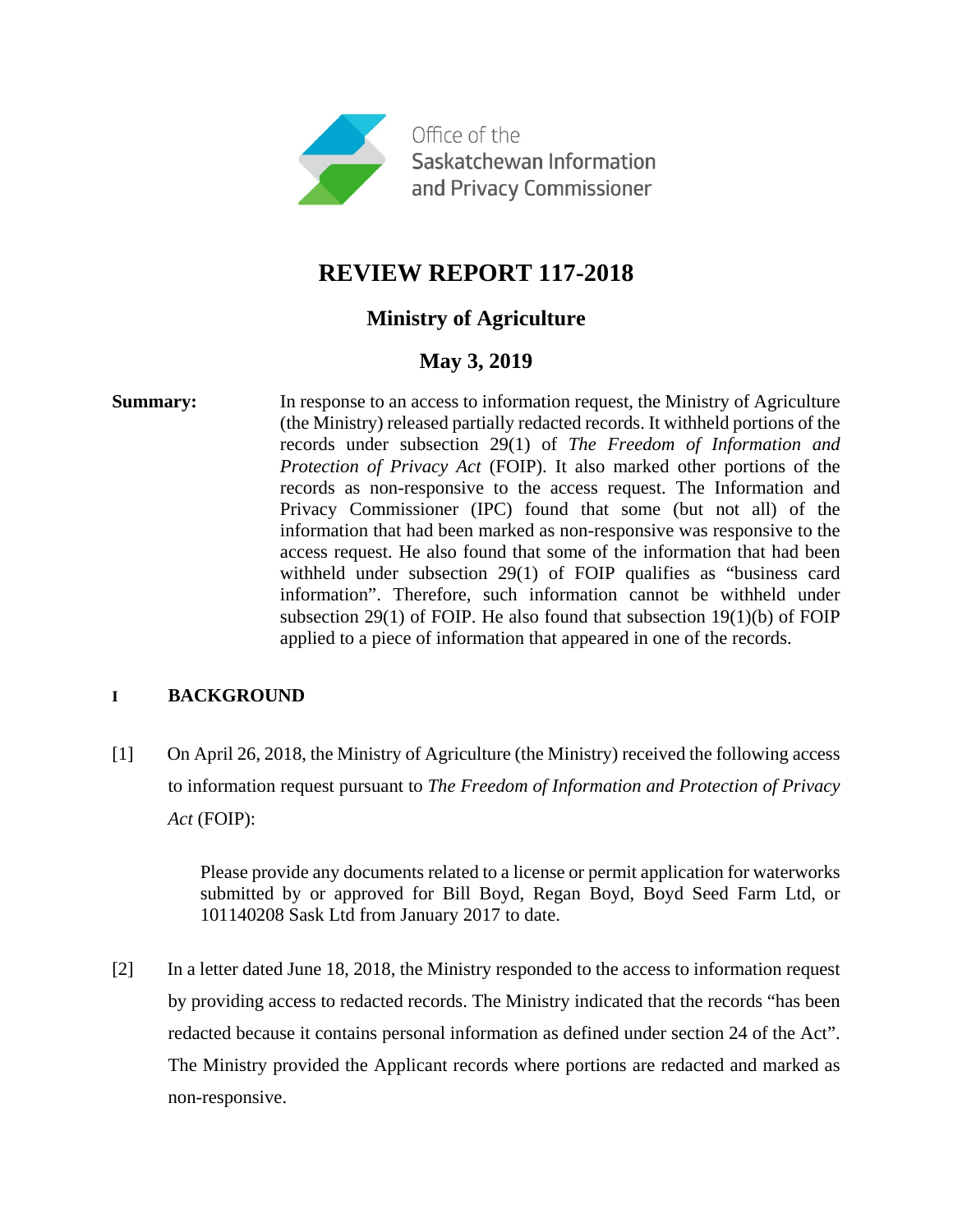Office of the Saskatchewan Information and Privacy Commissioner

# REVIEW REPORT 117-2018

## Ministry of Agriculture

## May 3, 2019

**Summary:** In response to an access to information request, the Ministry of Agriculture (the Ministry) released partially redacted records. It withheld portions of the records under subsection 29(1) of *The Freedom of Information and Protection of Privacy Act* (FOIP). It also marked other portions of the records as non-responsive to the access request. The Information and Privacy Commissioner (IPC) found that some (but not all) of the information that had been marked as non-responsive was responsive to the access request. He also found that some of the information that had been withheld under subsection 29(1) of FOIP qualifies as "business card information". Therefore, such information cannot be withheld under subsection 29(1) of FOIP. He also found that subsection 19(1)(b) of FOIP applied to a piece of information that appeared in one of the records.

## I BACKGROUND

[1] On April 26, 2018, the Ministry of Agriculture (the Ministry) received the following access to information request pursuant to *The Freedom of Information and Protection of Privacy Act* (FOIP):

> Please provide any documents related to a license or permit application for waterworks submitted by or approved for Bill Boyd, Regan Boyd, Boyd Seed Farm Ltd, or 101140208 Sask Ltd from January 2017 to date.

[2] In a letter dated June 18, 2018, the Ministry responded to the access to information request by providing access to redacted records. The Ministry indicated that the records "has been redacted because it contains personal information as defined under section 24 of the Act". The Ministry provided the Applicant records where portions are redacted and marked as non-responsive.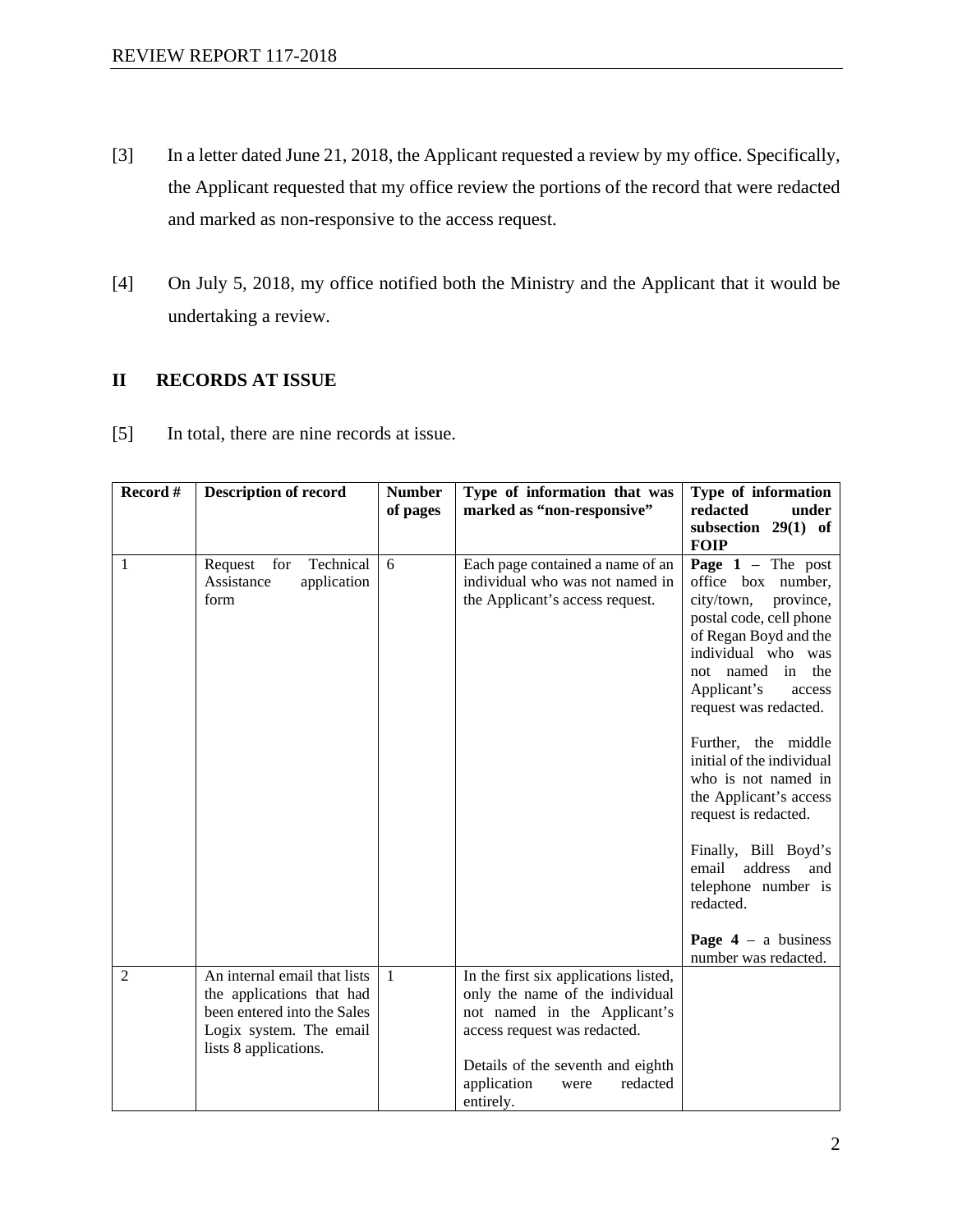[3] In a letter dated June 21, 2018, the Applicant requested a review by my office. Specifically, the Applicant requested that my office review the portions of the record that were redacted and marked as non-responsive to the access request.

[4] On July 5, 2018, my office notified both the Ministry and the Applicant that it would be undertaking a review.

## II RECORDS AT ISSUE

[5] In total, there are nine records at issue.

| Record # | Description of record | Number of pages | Type of information that was marked as "non-responsive" | Type of information redacted under subsection 29(1) of FOIP |
|---|---|---|---|---|
| 1 | Request for Technical Assistance application form | 6 | Each page contained a name of an individual who was not named in the Applicant's access request. | **Page 1** – The post office box number, city/town, province, postal code, cell phone of Regan Boyd and the individual who was not named in the Applicant's access request was redacted.<br><br>Further, the middle initial of the individual who is not named in the Applicant's access request is redacted.<br><br>Finally, Bill Boyd's email address and telephone number is redacted.<br><br>**Page 4** – a business number was redacted. |
| 2 | An internal email that lists the applications that had been entered into the Sales Logix system. The email lists 8 applications. | 1 | In the first six applications listed, only the name of the individual not named in the Applicant's access request was redacted.<br><br>Details of the seventh and eighth application were redacted entirely. | |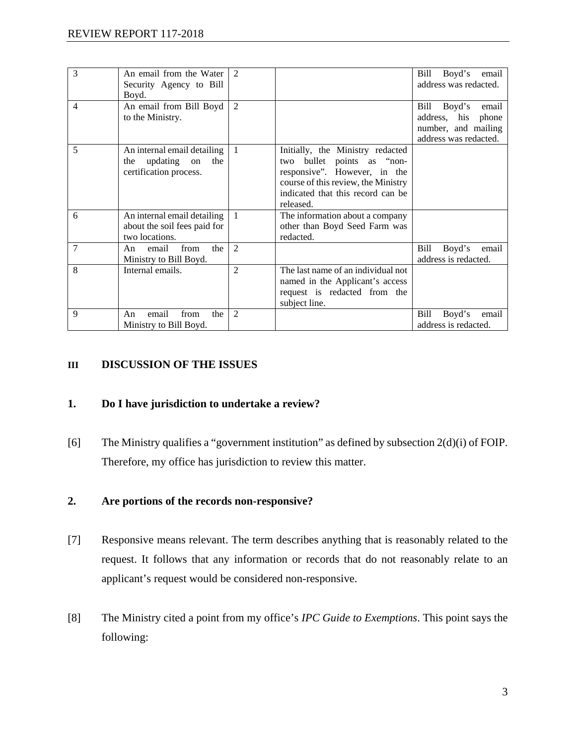| | | | | |
|---|---|---|---|---|
| 3 | An email from the Water Security Agency to Bill Boyd. | 2 | | Bill Boyd's email address was redacted. |
| 4 | An email from Bill Boyd to the Ministry. | 2 | | Bill Boyd's email address, his phone number, and mailing address was redacted. |
| 5 | An internal email detailing the updating on the certification process. | 1 | Initially, the Ministry redacted two bullet points as "non-responsive". However, in the course of this review, the Ministry indicated that this record can be released. | |
| 6 | An internal email detailing about the soil fees paid for two locations. | 1 | The information about a company other than Boyd Seed Farm was redacted. | |
| 7 | An email from the Ministry to Bill Boyd. | 2 | | Bill Boyd's email address is redacted. |
| 8 | Internal emails. | 2 | The last name of an individual not named in the Applicant's access request is redacted from the subject line. | |
| 9 | An email from the Ministry to Bill Boyd. | 2 | | Bill Boyd's email address is redacted. |

## III DISCUSSION OF THE ISSUES

### 1. Do I have jurisdiction to undertake a review?

[6] The Ministry qualifies a "government institution" as defined by subsection 2(d)(i) of FOIP. Therefore, my office has jurisdiction to review this matter.

### 2. Are portions of the records non-responsive?

[7] Responsive means relevant. The term describes anything that is reasonably related to the request. It follows that any information or records that do not reasonably relate to an applicant's request would be considered non-responsive.

[8] The Ministry cited a point from my office's *IPC Guide to Exemptions*. This point says the following: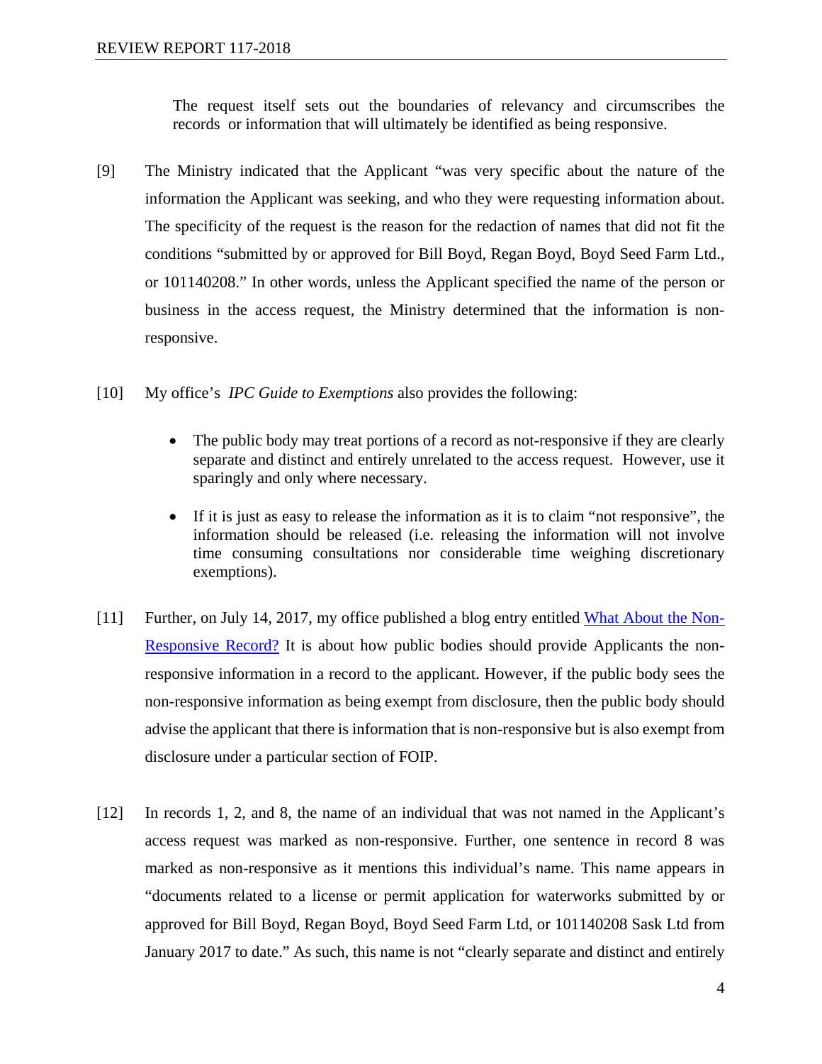The request itself sets out the boundaries of relevancy and circumscribes the records or information that will ultimately be identified as being responsive.

[9] The Ministry indicated that the Applicant "was very specific about the nature of the information the Applicant was seeking, and who they were requesting information about. The specificity of the request is the reason for the redaction of names that did not fit the conditions "submitted by or approved for Bill Boyd, Regan Boyd, Boyd Seed Farm Ltd., or 101140208." In other words, unless the Applicant specified the name of the person or business in the access request, the Ministry determined that the information is non-responsive.

[10] My office's *IPC Guide to Exemptions* also provides the following:

- The public body may treat portions of a record as not-responsive if they are clearly separate and distinct and entirely unrelated to the access request. However, use it sparingly and only where necessary.
- If it is just as easy to release the information as it is to claim "not responsive", the information should be released (i.e. releasing the information will not involve time consuming consultations nor considerable time weighing discretionary exemptions).

[11] Further, on July 14, 2017, my office published a blog entry entitled What About the Non-Responsive Record? It is about how public bodies should provide Applicants the non-responsive information in a record to the applicant. However, if the public body sees the non-responsive information as being exempt from disclosure, then the public body should advise the applicant that there is information that is non-responsive but is also exempt from disclosure under a particular section of FOIP.

[12] In records 1, 2, and 8, the name of an individual that was not named in the Applicant's access request was marked as non-responsive. Further, one sentence in record 8 was marked as non-responsive as it mentions this individual's name. This name appears in "documents related to a license or permit application for waterworks submitted by or approved for Bill Boyd, Regan Boyd, Boyd Seed Farm Ltd, or 101140208 Sask Ltd from January 2017 to date." As such, this name is not "clearly separate and distinct and entirely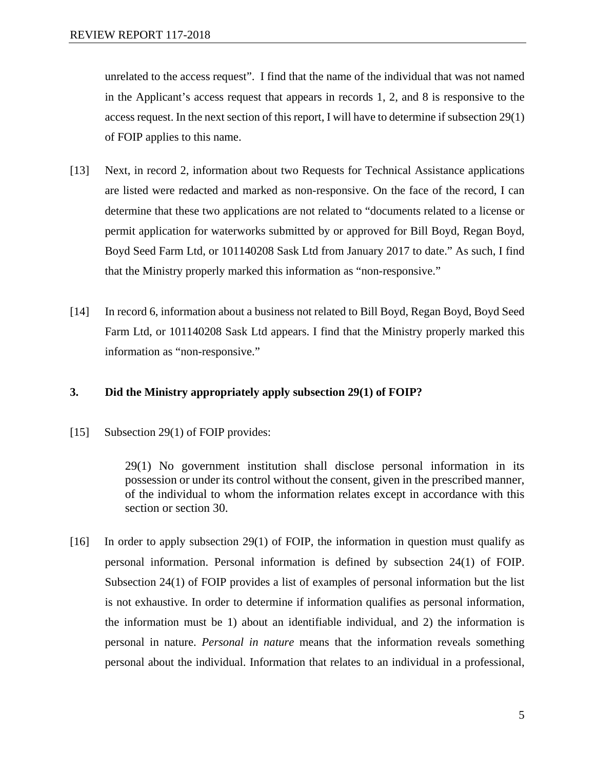unrelated to the access request". I find that the name of the individual that was not named in the Applicant's access request that appears in records 1, 2, and 8 is responsive to the access request. In the next section of this report, I will have to determine if subsection 29(1) of FOIP applies to this name.

[13] Next, in record 2, information about two Requests for Technical Assistance applications are listed were redacted and marked as non-responsive. On the face of the record, I can determine that these two applications are not related to "documents related to a license or permit application for waterworks submitted by or approved for Bill Boyd, Regan Boyd, Boyd Seed Farm Ltd, or 101140208 Sask Ltd from January 2017 to date." As such, I find that the Ministry properly marked this information as "non-responsive."

[14] In record 6, information about a business not related to Bill Boyd, Regan Boyd, Boyd Seed Farm Ltd, or 101140208 Sask Ltd appears. I find that the Ministry properly marked this information as "non-responsive."

### 3. Did the Ministry appropriately apply subsection 29(1) of FOIP?

[15] Subsection 29(1) of FOIP provides:

> 29(1) No government institution shall disclose personal information in its possession or under its control without the consent, given in the prescribed manner, of the individual to whom the information relates except in accordance with this section or section 30.

[16] In order to apply subsection 29(1) of FOIP, the information in question must qualify as personal information. Personal information is defined by subsection 24(1) of FOIP. Subsection 24(1) of FOIP provides a list of examples of personal information but the list is not exhaustive. In order to determine if information qualifies as personal information, the information must be 1) about an identifiable individual, and 2) the information is personal in nature. *Personal in nature* means that the information reveals something personal about the individual. Information that relates to an individual in a professional,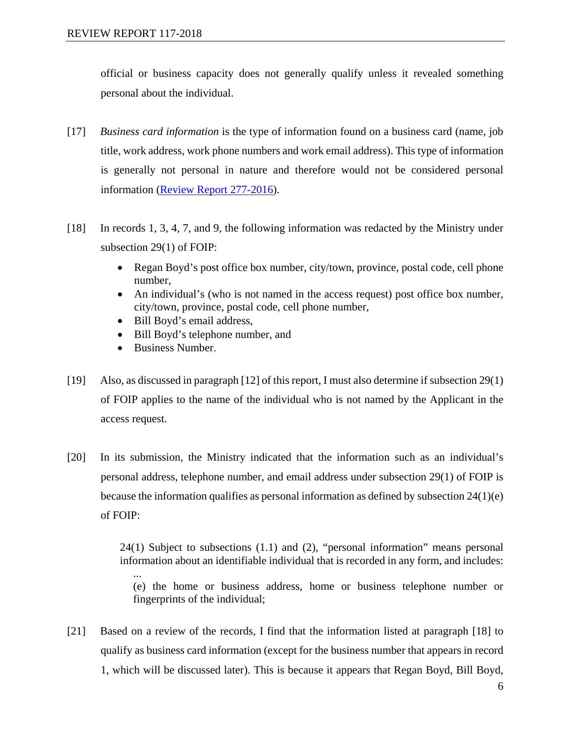official or business capacity does not generally qualify unless it revealed something personal about the individual.

[17] *Business card information* is the type of information found on a business card (name, job title, work address, work phone numbers and work email address). This type of information is generally not personal in nature and therefore would not be considered personal information (Review Report 277-2016).

[18] In records 1, 3, 4, 7, and 9, the following information was redacted by the Ministry under subsection 29(1) of FOIP:

- Regan Boyd's post office box number, city/town, province, postal code, cell phone number,
- An individual's (who is not named in the access request) post office box number, city/town, province, postal code, cell phone number,
- Bill Boyd's email address,
- Bill Boyd's telephone number, and
- Business Number.

[19] Also, as discussed in paragraph [12] of this report, I must also determine if subsection 29(1) of FOIP applies to the name of the individual who is not named by the Applicant in the access request.

[20] In its submission, the Ministry indicated that the information such as an individual's personal address, telephone number, and email address under subsection 29(1) of FOIP is because the information qualifies as personal information as defined by subsection 24(1)(e) of FOIP:

> 24(1) Subject to subsections (1.1) and (2), "personal information" means personal information about an identifiable individual that is recorded in any form, and includes:
> ...
> (e) the home or business address, home or business telephone number or fingerprints of the individual;

[21] Based on a review of the records, I find that the information listed at paragraph [18] to qualify as business card information (except for the business number that appears in record 1, which will be discussed later). This is because it appears that Regan Boyd, Bill Boyd,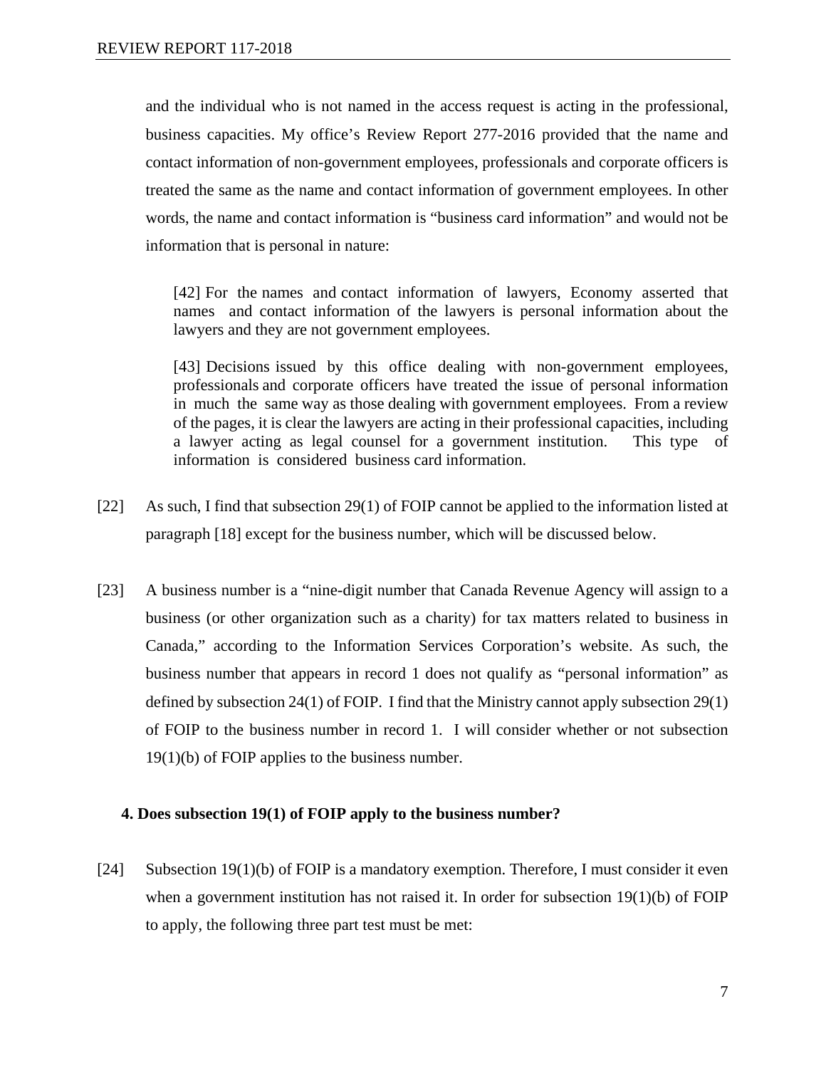and the individual who is not named in the access request is acting in the professional, business capacities. My office's Review Report 277-2016 provided that the name and contact information of non-government employees, professionals and corporate officers is treated the same as the name and contact information of government employees. In other words, the name and contact information is "business card information" and would not be information that is personal in nature:

> [42] For the names and contact information of lawyers, Economy asserted that names and contact information of the lawyers is personal information about the lawyers and they are not government employees.
>
> [43] Decisions issued by this office dealing with non-government employees, professionals and corporate officers have treated the issue of personal information in much the same way as those dealing with government employees. From a review of the pages, it is clear the lawyers are acting in their professional capacities, including a lawyer acting as legal counsel for a government institution. This type of information is considered business card information.

[22] As such, I find that subsection 29(1) of FOIP cannot be applied to the information listed at paragraph [18] except for the business number, which will be discussed below.

[23] A business number is a "nine-digit number that Canada Revenue Agency will assign to a business (or other organization such as a charity) for tax matters related to business in Canada," according to the Information Services Corporation's website. As such, the business number that appears in record 1 does not qualify as "personal information" as defined by subsection 24(1) of FOIP. I find that the Ministry cannot apply subsection 29(1) of FOIP to the business number in record 1. I will consider whether or not subsection 19(1)(b) of FOIP applies to the business number.

### 4. Does subsection 19(1) of FOIP apply to the business number?

[24] Subsection 19(1)(b) of FOIP is a mandatory exemption. Therefore, I must consider it even when a government institution has not raised it. In order for subsection 19(1)(b) of FOIP to apply, the following three part test must be met: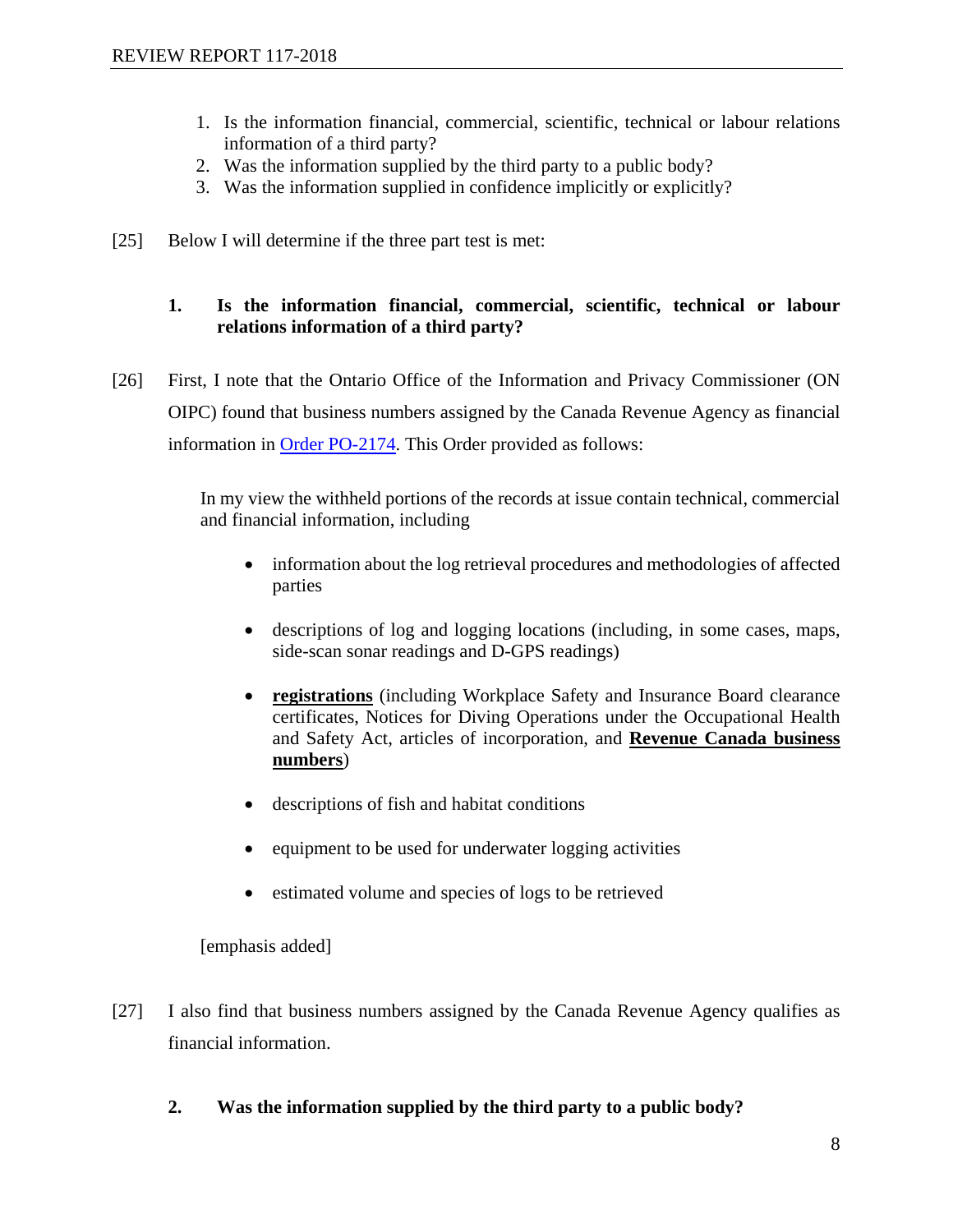1. Is the information financial, commercial, scientific, technical or labour relations information of a third party?
2. Was the information supplied by the third party to a public body?
3. Was the information supplied in confidence implicitly or explicitly?

[25] Below I will determine if the three part test is met:

**1. Is the information financial, commercial, scientific, technical or labour relations information of a third party?**

[26] First, I note that the Ontario Office of the Information and Privacy Commissioner (ON OIPC) found that business numbers assigned by the Canada Revenue Agency as financial information in [Order PO-2174](). This Order provided as follows:

> In my view the withheld portions of the records at issue contain technical, commercial and financial information, including
>
> - information about the log retrieval procedures and methodologies of affected parties
> - descriptions of log and logging locations (including, in some cases, maps, side-scan sonar readings and D-GPS readings)
> - **registrations** (including Workplace Safety and Insurance Board clearance certificates, Notices for Diving Operations under the Occupational Health and Safety Act, articles of incorporation, and **Revenue Canada business numbers**)
> - descriptions of fish and habitat conditions
> - equipment to be used for underwater logging activities
> - estimated volume and species of logs to be retrieved
>
> [emphasis added]

[27] I also find that business numbers assigned by the Canada Revenue Agency qualifies as financial information.

**2. Was the information supplied by the third party to a public body?**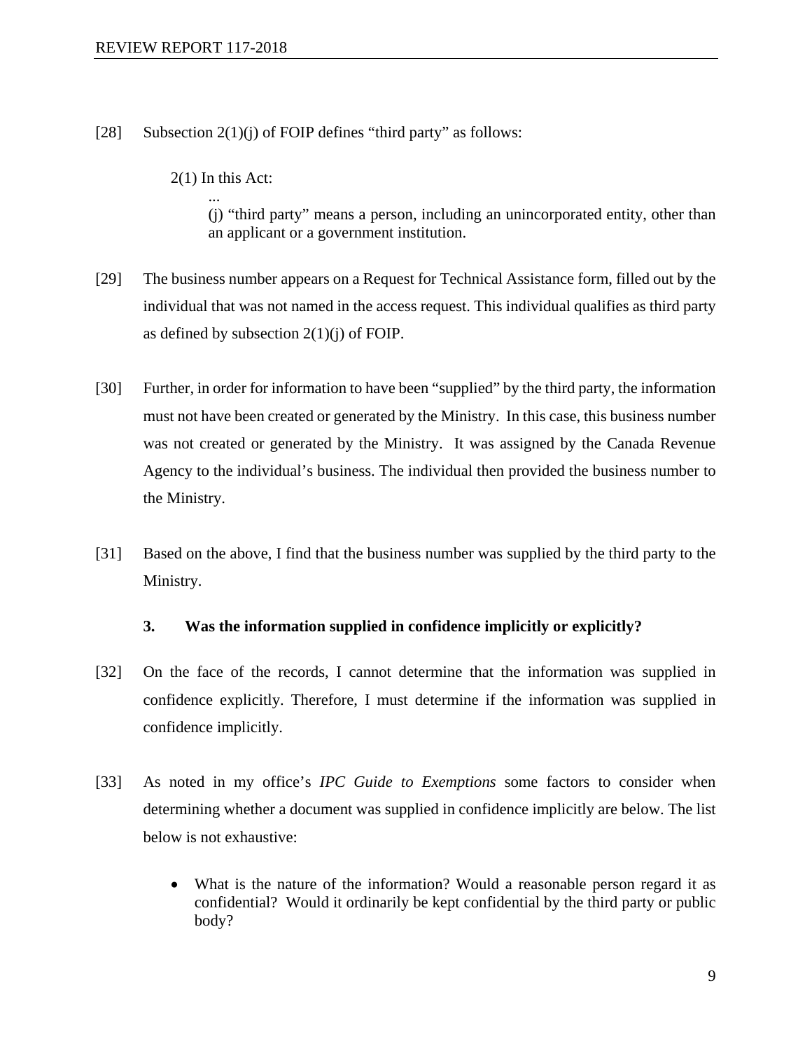[28] Subsection 2(1)(j) of FOIP defines "third party" as follows:

> 2(1) In this Act:
>
> ...
>
> (j) "third party" means a person, including an unincorporated entity, other than an applicant or a government institution.

[29] The business number appears on a Request for Technical Assistance form, filled out by the individual that was not named in the access request. This individual qualifies as third party as defined by subsection 2(1)(j) of FOIP.

[30] Further, in order for information to have been "supplied" by the third party, the information must not have been created or generated by the Ministry. In this case, this business number was not created or generated by the Ministry. It was assigned by the Canada Revenue Agency to the individual's business. The individual then provided the business number to the Ministry.

[31] Based on the above, I find that the business number was supplied by the third party to the Ministry.

### 3. Was the information supplied in confidence implicitly or explicitly?

[32] On the face of the records, I cannot determine that the information was supplied in confidence explicitly. Therefore, I must determine if the information was supplied in confidence implicitly.

[33] As noted in my office's *IPC Guide to Exemptions* some factors to consider when determining whether a document was supplied in confidence implicitly are below. The list below is not exhaustive:

- What is the nature of the information? Would a reasonable person regard it as confidential? Would it ordinarily be kept confidential by the third party or public body?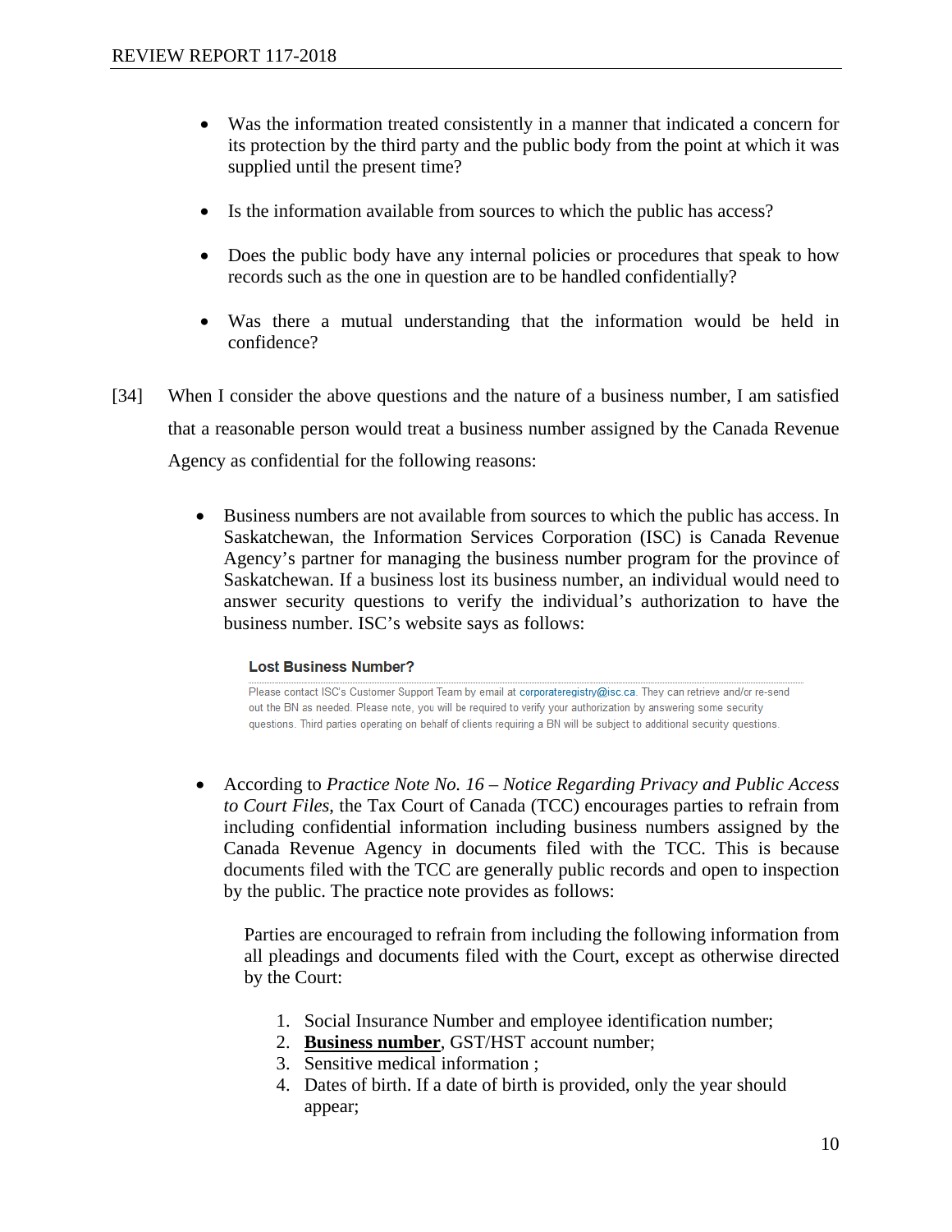- Was the information treated consistently in a manner that indicated a concern for its protection by the third party and the public body from the point at which it was supplied until the present time?

- Is the information available from sources to which the public has access?

- Does the public body have any internal policies or procedures that speak to how records such as the one in question are to be handled confidentially?

- Was there a mutual understanding that the information would be held in confidence?

[34] When I consider the above questions and the nature of a business number, I am satisfied that a reasonable person would treat a business number assigned by the Canada Revenue Agency as confidential for the following reasons:

- Business numbers are not available from sources to which the public has access. In Saskatchewan, the Information Services Corporation (ISC) is Canada Revenue Agency's partner for managing the business number program for the province of Saskatchewan. If a business lost its business number, an individual would need to answer security questions to verify the individual's authorization to have the business number. ISC's website says as follows:

  > **Lost Business Number?**
  >
  > Please contact ISC's Customer Support Team by email at corporateregistry@isc.ca. They can retrieve and/or re-send out the BN as needed. Please note, you will be required to verify your authorization by answering some security questions. Third parties operating on behalf of clients requiring a BN will be subject to additional security questions.

- According to *Practice Note No. 16 – Notice Regarding Privacy and Public Access to Court Files*, the Tax Court of Canada (TCC) encourages parties to refrain from including confidential information including business numbers assigned by the Canada Revenue Agency in documents filed with the TCC. This is because documents filed with the TCC are generally public records and open to inspection by the public. The practice note provides as follows:

  > Parties are encouraged to refrain from including the following information from all pleadings and documents filed with the Court, except as otherwise directed by the Court:
  >
  > 1. Social Insurance Number and employee identification number;
  > 2. **Business number**, GST/HST account number;
  > 3. Sensitive medical information ;
  > 4. Dates of birth. If a date of birth is provided, only the year should appear;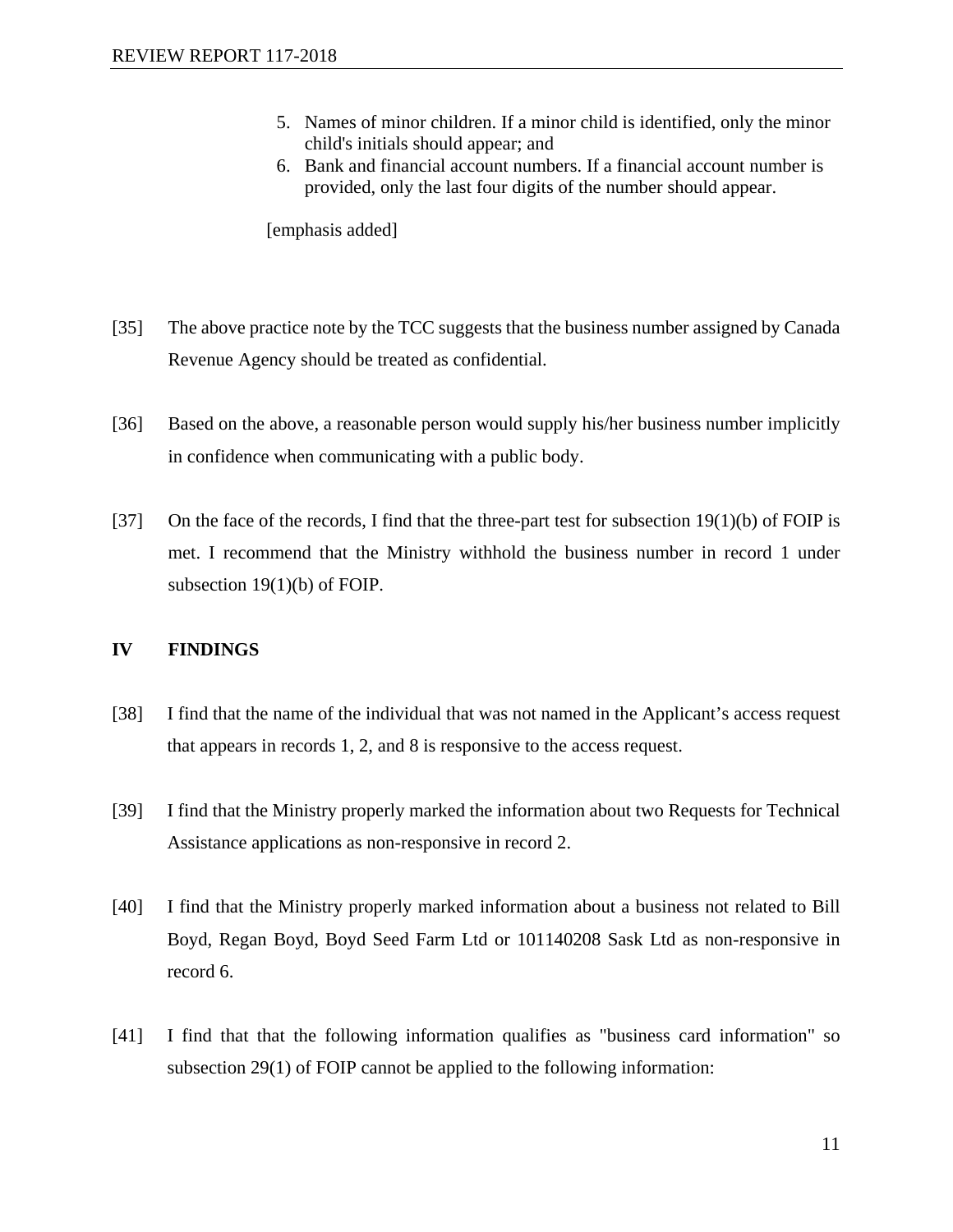5. Names of minor children. If a minor child is identified, only the minor child's initials should appear; and
6. Bank and financial account numbers. If a financial account number is provided, only the last four digits of the number should appear.

[emphasis added]

[35] The above practice note by the TCC suggests that the business number assigned by Canada Revenue Agency should be treated as confidential.

[36] Based on the above, a reasonable person would supply his/her business number implicitly in confidence when communicating with a public body.

[37] On the face of the records, I find that the three-part test for subsection 19(1)(b) of FOIP is met. I recommend that the Ministry withhold the business number in record 1 under subsection 19(1)(b) of FOIP.

## IV FINDINGS

[38] I find that the name of the individual that was not named in the Applicant's access request that appears in records 1, 2, and 8 is responsive to the access request.

[39] I find that the Ministry properly marked the information about two Requests for Technical Assistance applications as non-responsive in record 2.

[40] I find that the Ministry properly marked information about a business not related to Bill Boyd, Regan Boyd, Boyd Seed Farm Ltd or 101140208 Sask Ltd as non-responsive in record 6.

[41] I find that that the following information qualifies as "business card information" so subsection 29(1) of FOIP cannot be applied to the following information: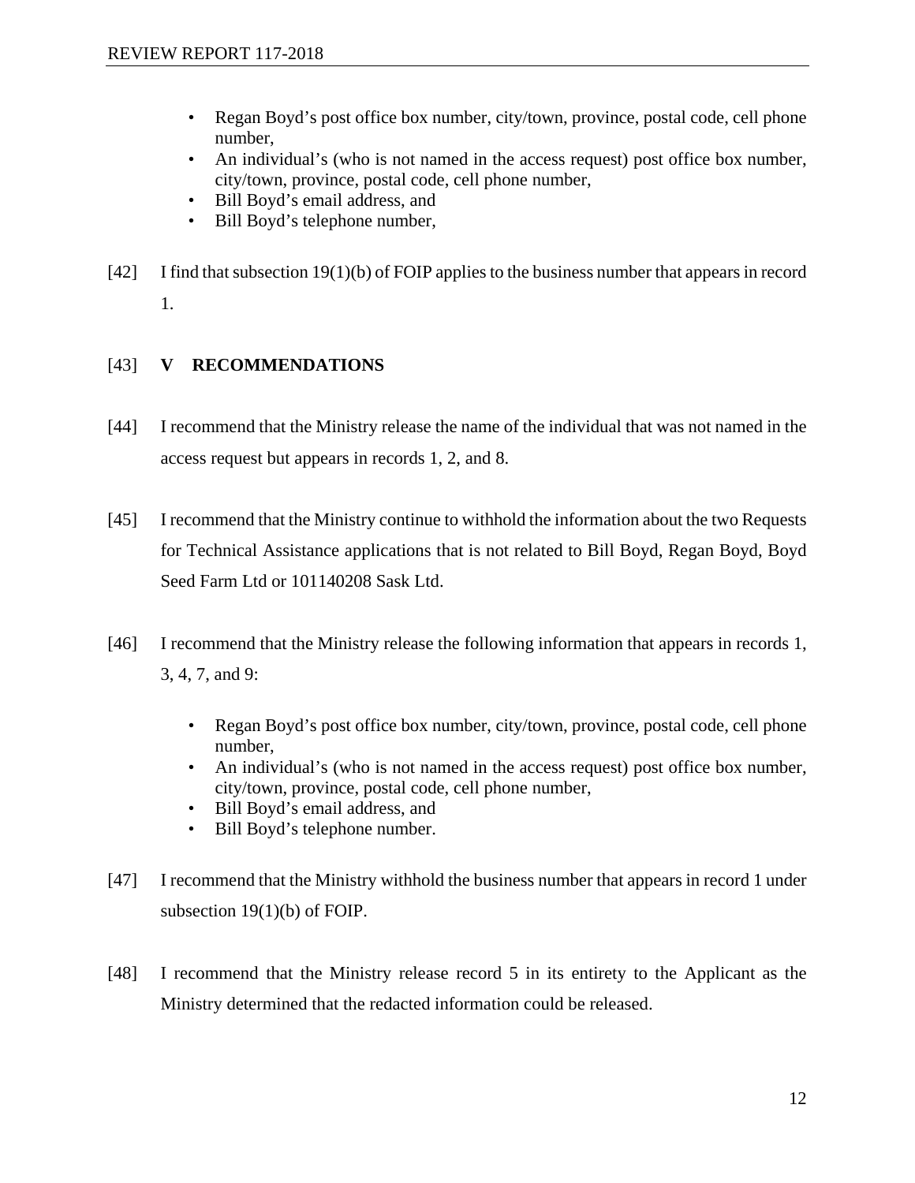- Regan Boyd's post office box number, city/town, province, postal code, cell phone number,
- An individual's (who is not named in the access request) post office box number, city/town, province, postal code, cell phone number,
- Bill Boyd's email address, and
- Bill Boyd's telephone number,

[42] I find that subsection 19(1)(b) of FOIP applies to the business number that appears in record 1.

## [43] V RECOMMENDATIONS

[44] I recommend that the Ministry release the name of the individual that was not named in the access request but appears in records 1, 2, and 8.

[45] I recommend that the Ministry continue to withhold the information about the two Requests for Technical Assistance applications that is not related to Bill Boyd, Regan Boyd, Boyd Seed Farm Ltd or 101140208 Sask Ltd.

[46] I recommend that the Ministry release the following information that appears in records 1, 3, 4, 7, and 9:

- Regan Boyd's post office box number, city/town, province, postal code, cell phone number,
- An individual's (who is not named in the access request) post office box number, city/town, province, postal code, cell phone number,
- Bill Boyd's email address, and
- Bill Boyd's telephone number.

[47] I recommend that the Ministry withhold the business number that appears in record 1 under subsection 19(1)(b) of FOIP.

[48] I recommend that the Ministry release record 5 in its entirety to the Applicant as the Ministry determined that the redacted information could be released.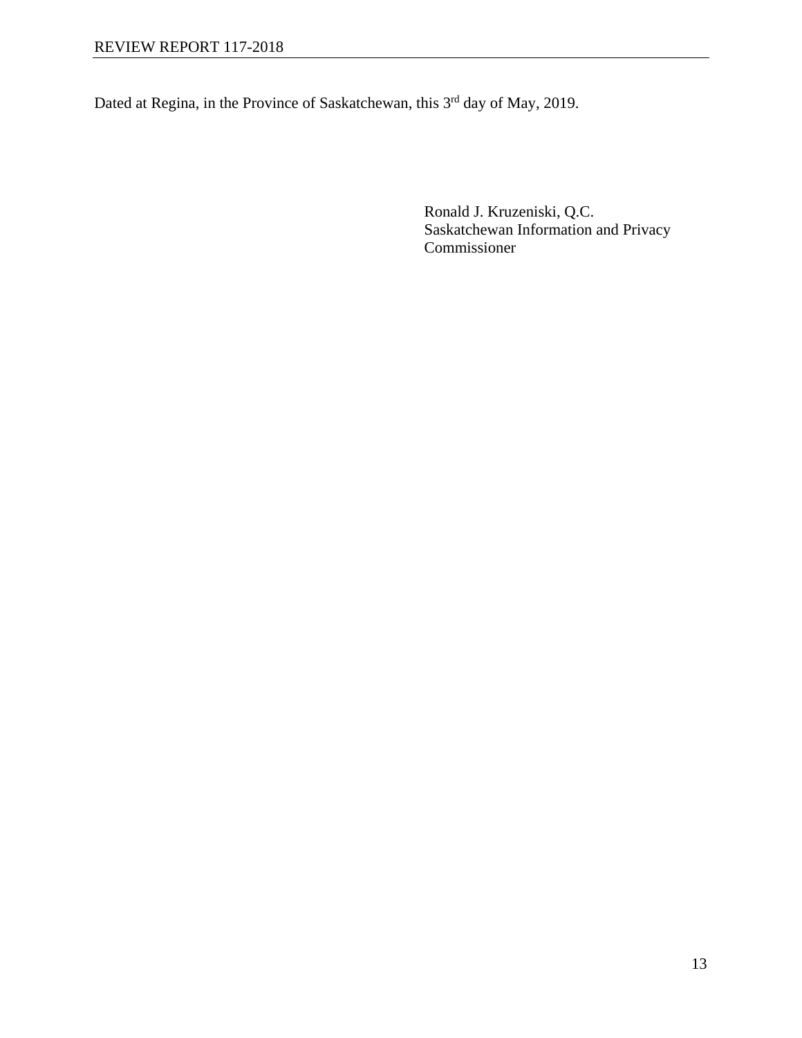Dated at Regina, in the Province of Saskatchewan, this 3rd day of May, 2019.

Ronald J. Kruzeniski, Q.C.
Saskatchewan Information and Privacy Commissioner